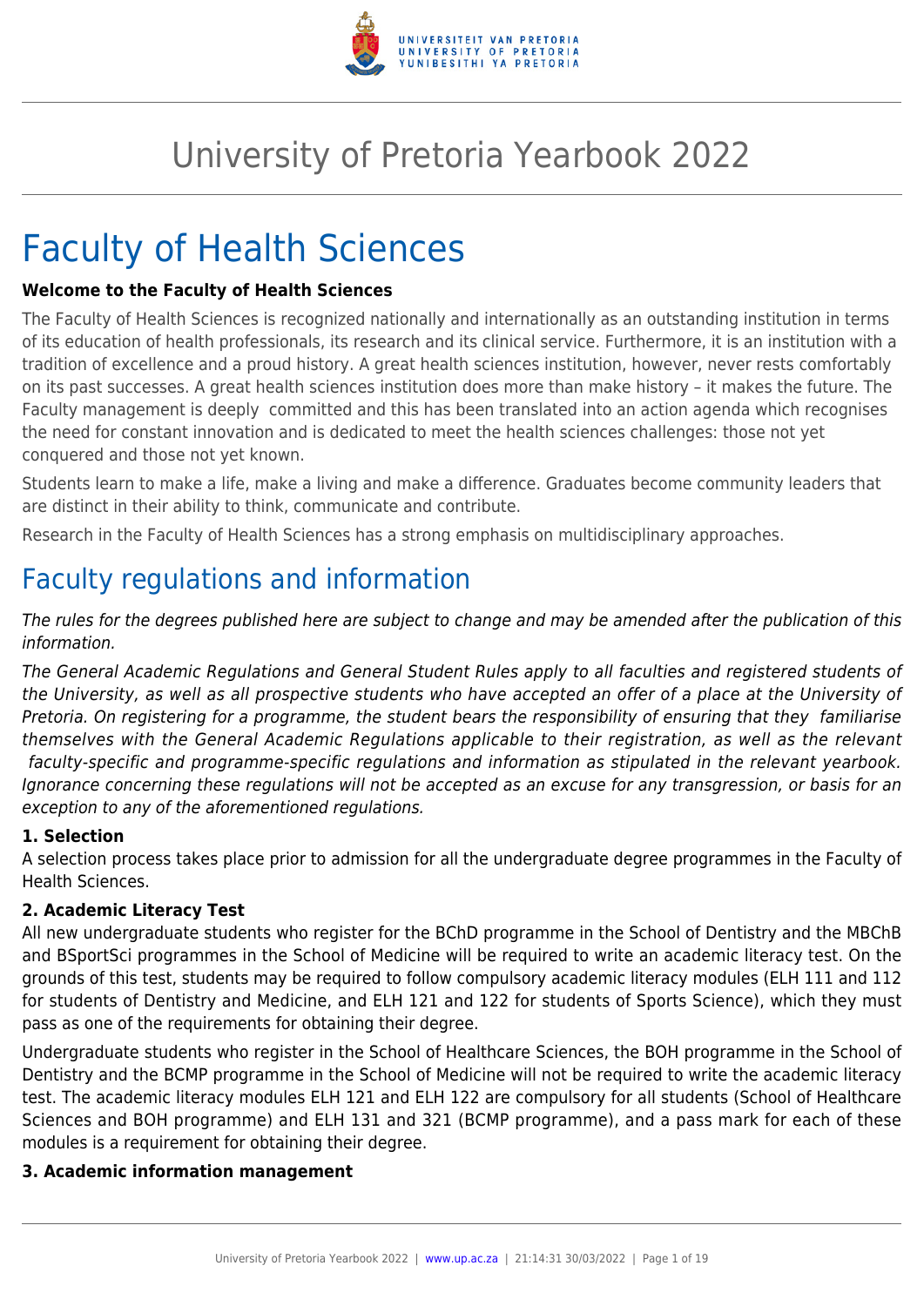# University of Pretoria Yearbook 2022

# Faculty of Health Sciences

**Welcome to the Faculty of Health Sciences**

The Faculty of Health Sciences is recognized nationally and internationally as an outstanding institution in terms of its education of health professionals, its research and its clinical service. Furthermore, it is an institution with a tradition of excellence and a proud history. A great health sciences institution, however, never rests comfortably on its past successes. A great health sciences institution does more than make history – it makes the future. The Faculty management is deeply committed and this has been translated into an action agenda which recognises the need for constant innovation and is dedicated to meet the health sciences challenges: those not yet conquered and those not yet known.

Students learn to make a life, make a living and make a difference. Graduates become community leaders that are distinct in their ability to think, communicate and contribute.

Research in the Faculty of Health Sciences has a strong emphasis on multidisciplinary approaches.

## Faculty regulations and information

*The rules for the degrees published here are subject to change and may be amended after the publication of this information.*

*The General Academic Regulations and General Student Rules apply to all faculties and registered students of the University, as well as all prospective students who have accepted an offer of a place at the University of Pretoria. On registering for a programme, the student bears the responsibility of ensuring that they familiarise themselves with the General Academic Regulations applicable to their registration, as well as the relevant faculty-specific and programme-specific regulations and information as stipulated in the relevant yearbook. Ignorance concerning these regulations will not be accepted as an excuse for any transgression, or basis for an exception to any of the aforementioned regulations.*

**1. Selection**

A selection process takes place prior to admission for all the undergraduate degree programmes in the Faculty of Health Sciences.

**2. Academic Literacy Test**

All new undergraduate students who register for the BChD programme in the School of Dentistry and the MBChB and BSportSci programmes in the School of Medicine will be required to write an academic literacy test. On the grounds of this test, students may be required to follow compulsory academic literacy modules (ELH 111 and 112 for students of Dentistry and Medicine, and ELH 121 and 122 for students of Sports Science), which they must pass as one of the requirements for obtaining their degree.

Undergraduate students who register in the School of Healthcare Sciences, the BOH programme in the School of Dentistry and the BCMP programme in the School of Medicine will not be required to write the academic literacy test. The academic literacy modules ELH 121 and ELH 122 are compulsory for all students (School of Healthcare Sciences and BOH programme) and ELH 131 and 321 (BCMP programme), and a pass mark for each of these modules is a requirement for obtaining their degree.

**3. Academic information management**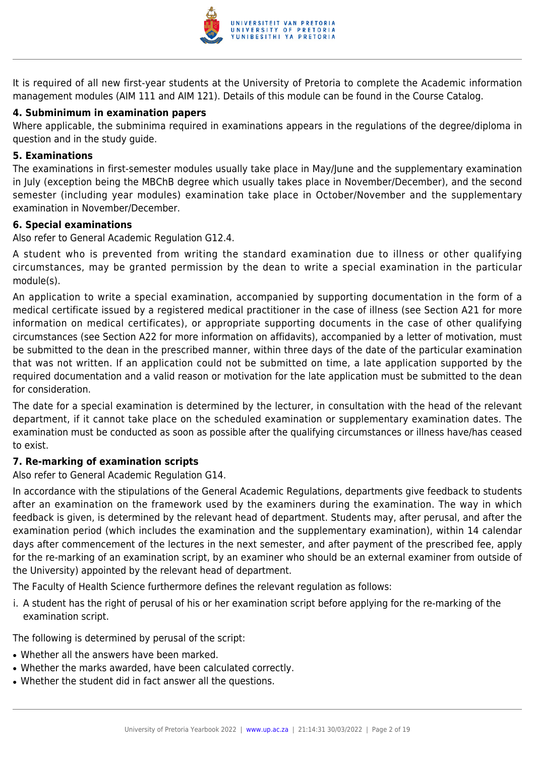It is required of all new first-year students at the University of Pretoria to complete the Academic information management modules (AIM 111 and AIM 121). Details of this module can be found in the Course Catalog.

**4. Subminimum in examination papers**

Where applicable, the subminima required in examinations appears in the regulations of the degree/diploma in question and in the study guide.

**5. Examinations**

The examinations in first-semester modules usually take place in May/June and the supplementary examination in July (exception being the MBChB degree which usually takes place in November/December), and the second semester (including year modules) examination take place in October/November and the supplementary examination in November/December.

**6. Special examinations**

Also refer to General Academic Regulation G12.4.

A student who is prevented from writing the standard examination due to illness or other qualifying circumstances, may be granted permission by the dean to write a special examination in the particular module(s).

An application to write a special examination, accompanied by supporting documentation in the form of a medical certificate issued by a registered medical practitioner in the case of illness (see Section A21 for more information on medical certificates), or appropriate supporting documents in the case of other qualifying circumstances (see Section A22 for more information on affidavits), accompanied by a letter of motivation, must be submitted to the dean in the prescribed manner, within three days of the date of the particular examination that was not written. If an application could not be submitted on time, a late application supported by the required documentation and a valid reason or motivation for the late application must be submitted to the dean for consideration.

The date for a special examination is determined by the lecturer, in consultation with the head of the relevant department, if it cannot take place on the scheduled examination or supplementary examination dates. The examination must be conducted as soon as possible after the qualifying circumstances or illness have/has ceased to exist.

**7. Re-marking of examination scripts**

Also refer to General Academic Regulation G14.

In accordance with the stipulations of the General Academic Regulations, departments give feedback to students after an examination on the framework used by the examiners during the examination. The way in which feedback is given, is determined by the relevant head of department. Students may, after perusal, and after the examination period (which includes the examination and the supplementary examination), within 14 calendar days after commencement of the lectures in the next semester, and after payment of the prescribed fee, apply for the re-marking of an examination script, by an examiner who should be an external examiner from outside of the University) appointed by the relevant head of department.

The Faculty of Health Science furthermore defines the relevant regulation as follows:

i. A student has the right of perusal of his or her examination script before applying for the re-marking of the examination script.

The following is determined by perusal of the script:

- Whether all the answers have been marked.
- Whether the marks awarded, have been calculated correctly.
- Whether the student did in fact answer all the questions.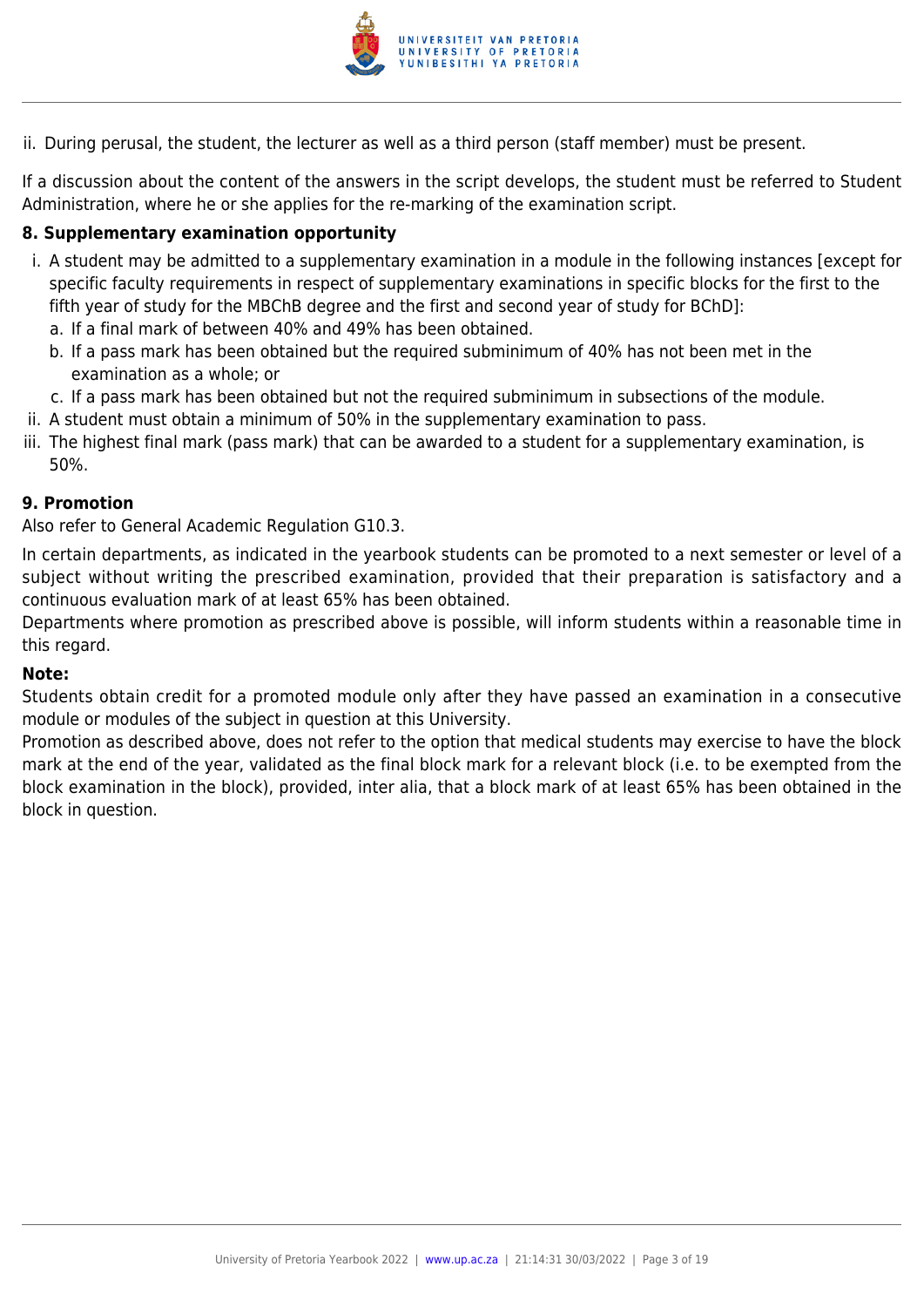ii. During perusal, the student, the lecturer as well as a third person (staff member) must be present.

If a discussion about the content of the answers in the script develops, the student must be referred to Student Administration, where he or she applies for the re-marking of the examination script.

**8. Supplementary examination opportunity**

i. A student may be admitted to a supplementary examination in a module in the following instances [except for specific faculty requirements in respect of supplementary examinations in specific blocks for the first to the fifth year of study for the MBChB degree and the first and second year of study for BChD]:
   a. If a final mark of between 40% and 49% has been obtained.
   b. If a pass mark has been obtained but the required subminimum of 40% has not been met in the examination as a whole; or
   c. If a pass mark has been obtained but not the required subminimum in subsections of the module.

ii. A student must obtain a minimum of 50% in the supplementary examination to pass.

iii. The highest final mark (pass mark) that can be awarded to a student for a supplementary examination, is 50%.

**9. Promotion**

Also refer to General Academic Regulation G10.3.

In certain departments, as indicated in the yearbook students can be promoted to a next semester or level of a subject without writing the prescribed examination, provided that their preparation is satisfactory and a continuous evaluation mark of at least 65% has been obtained.

Departments where promotion as prescribed above is possible, will inform students within a reasonable time in this regard.

**Note:**

Students obtain credit for a promoted module only after they have passed an examination in a consecutive module or modules of the subject in question at this University.

Promotion as described above, does not refer to the option that medical students may exercise to have the block mark at the end of the year, validated as the final block mark for a relevant block (i.e. to be exempted from the block examination in the block), provided, inter alia, that a block mark of at least 65% has been obtained in the block in question.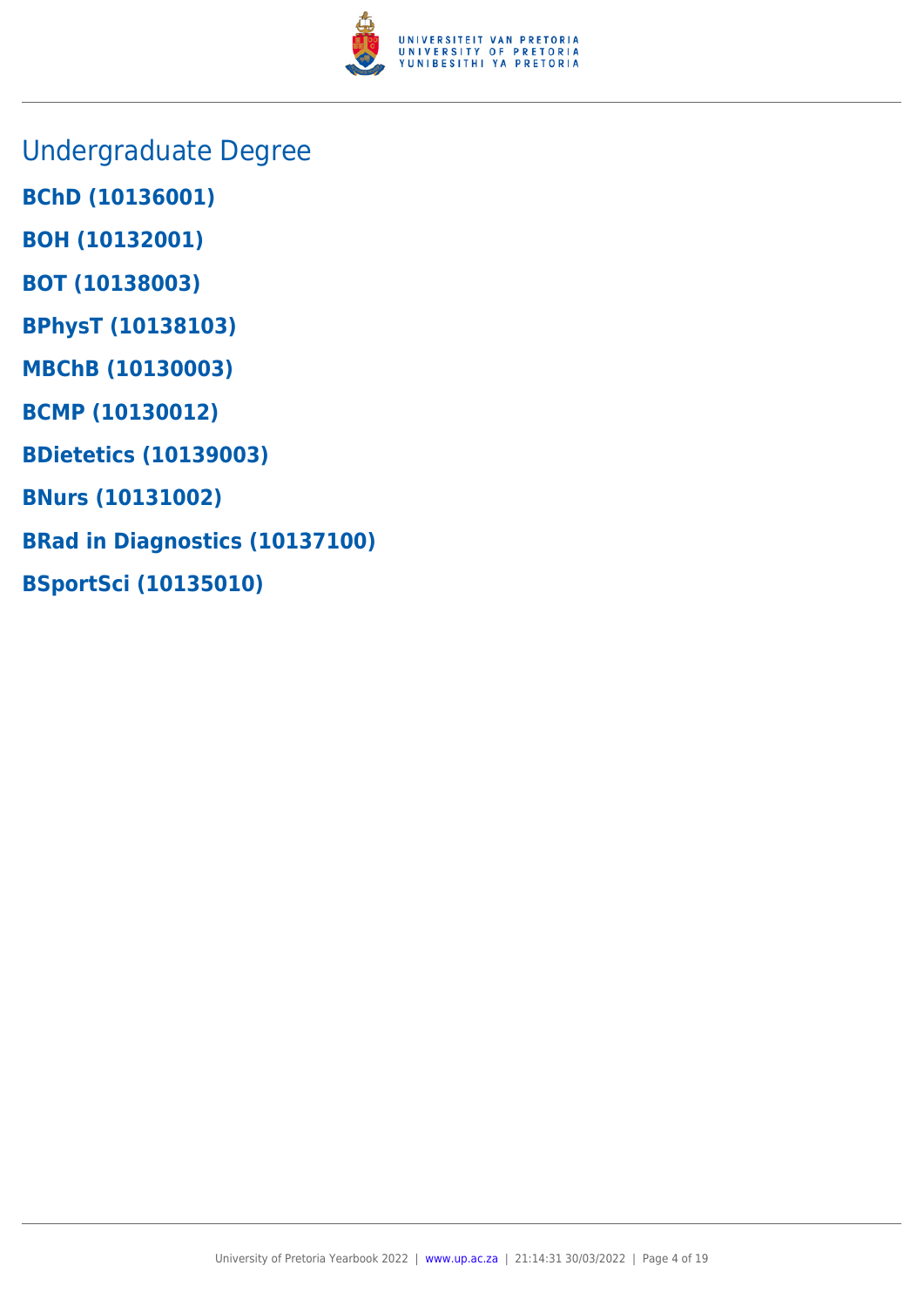## Undergraduate Degree

**BChD (10136001)**

**BOH (10132001)**

**BOT (10138003)**

**BPhysT (10138103)**

**MBChB (10130003)**

**BCMP (10130012)**

**BDietetics (10139003)**

**BNurs (10131002)**

**BRad in Diagnostics (10137100)**

**BSportSci (10135010)**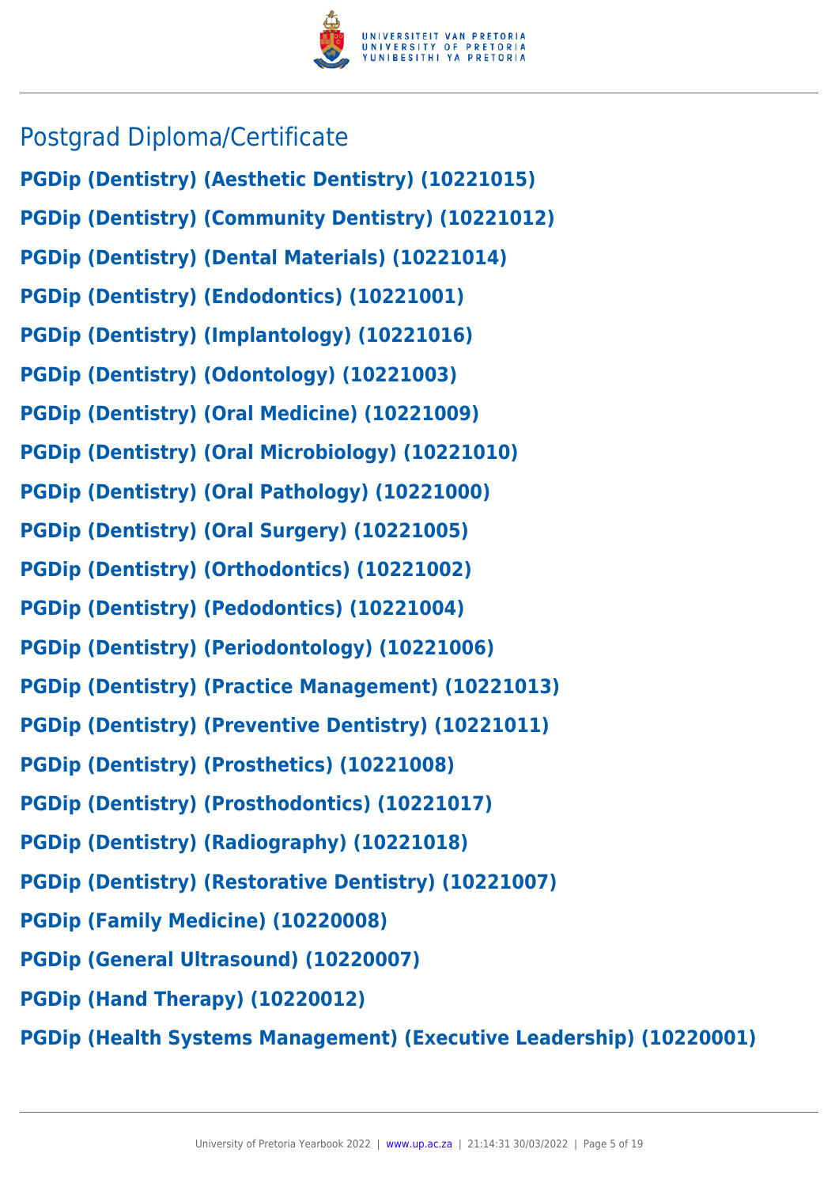## Postgrad Diploma/Certificate

**PGDip (Dentistry) (Aesthetic Dentistry) (10221015)**

**PGDip (Dentistry) (Community Dentistry) (10221012)**

**PGDip (Dentistry) (Dental Materials) (10221014)**

**PGDip (Dentistry) (Endodontics) (10221001)**

**PGDip (Dentistry) (Implantology) (10221016)**

**PGDip (Dentistry) (Odontology) (10221003)**

**PGDip (Dentistry) (Oral Medicine) (10221009)**

**PGDip (Dentistry) (Oral Microbiology) (10221010)**

**PGDip (Dentistry) (Oral Pathology) (10221000)**

**PGDip (Dentistry) (Oral Surgery) (10221005)**

**PGDip (Dentistry) (Orthodontics) (10221002)**

**PGDip (Dentistry) (Pedodontics) (10221004)**

**PGDip (Dentistry) (Periodontology) (10221006)**

**PGDip (Dentistry) (Practice Management) (10221013)**

**PGDip (Dentistry) (Preventive Dentistry) (10221011)**

**PGDip (Dentistry) (Prosthetics) (10221008)**

**PGDip (Dentistry) (Prosthodontics) (10221017)**

**PGDip (Dentistry) (Radiography) (10221018)**

**PGDip (Dentistry) (Restorative Dentistry) (10221007)**

**PGDip (Family Medicine) (10220008)**

**PGDip (General Ultrasound) (10220007)**

**PGDip (Hand Therapy) (10220012)**

**PGDip (Health Systems Management) (Executive Leadership) (10220001)**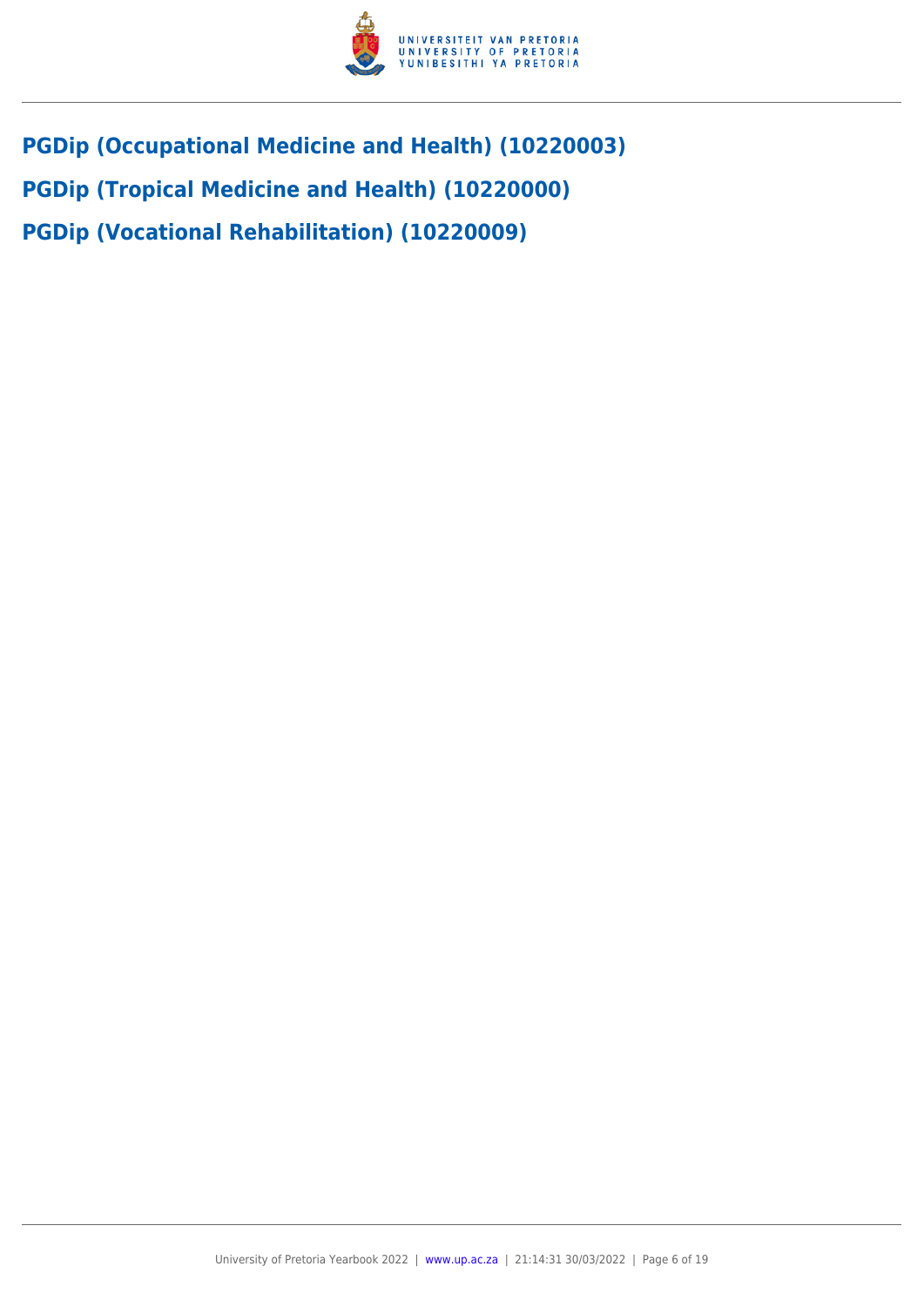## PGDip (Occupational Medicine and Health) (10220003)

## PGDip (Tropical Medicine and Health) (10220000)

## PGDip (Vocational Rehabilitation) (10220009)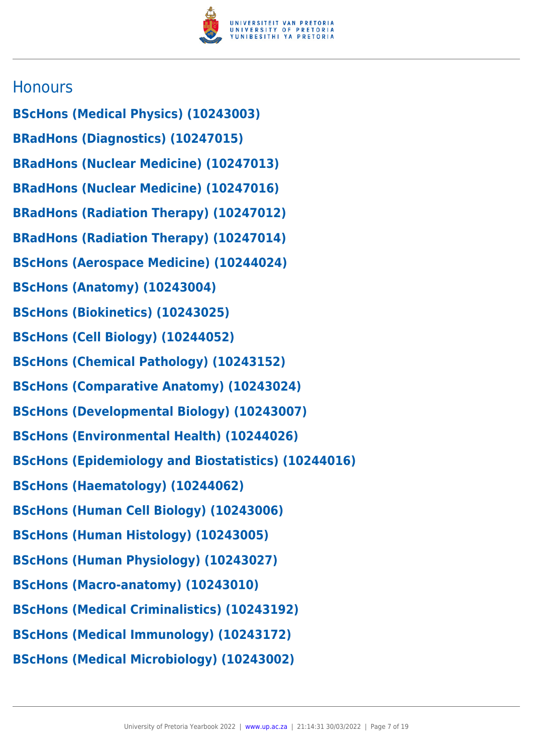## Honours

**BScHons (Medical Physics) (10243003)**

**BRadHons (Diagnostics) (10247015)**

**BRadHons (Nuclear Medicine) (10247013)**

**BRadHons (Nuclear Medicine) (10247016)**

**BRadHons (Radiation Therapy) (10247012)**

**BRadHons (Radiation Therapy) (10247014)**

**BScHons (Aerospace Medicine) (10244024)**

**BScHons (Anatomy) (10243004)**

**BScHons (Biokinetics) (10243025)**

**BScHons (Cell Biology) (10244052)**

**BScHons (Chemical Pathology) (10243152)**

**BScHons (Comparative Anatomy) (10243024)**

**BScHons (Developmental Biology) (10243007)**

**BScHons (Environmental Health) (10244026)**

**BScHons (Epidemiology and Biostatistics) (10244016)**

**BScHons (Haematology) (10244062)**

**BScHons (Human Cell Biology) (10243006)**

**BScHons (Human Histology) (10243005)**

**BScHons (Human Physiology) (10243027)**

**BScHons (Macro-anatomy) (10243010)**

**BScHons (Medical Criminalistics) (10243192)**

**BScHons (Medical Immunology) (10243172)**

**BScHons (Medical Microbiology) (10243002)**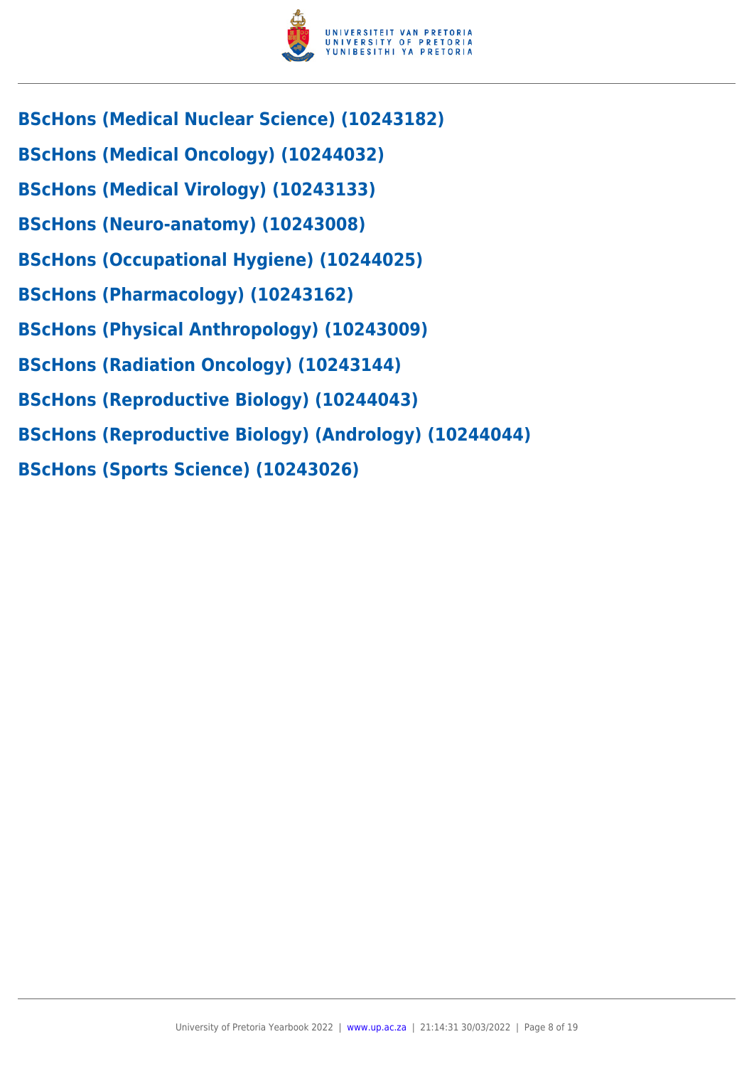### BScHons (Medical Nuclear Science) (10243182)

### BScHons (Medical Oncology) (10244032)

### BScHons (Medical Virology) (10243133)

### BScHons (Neuro-anatomy) (10243008)

### BScHons (Occupational Hygiene) (10244025)

### BScHons (Pharmacology) (10243162)

### BScHons (Physical Anthropology) (10243009)

### BScHons (Radiation Oncology) (10243144)

### BScHons (Reproductive Biology) (10244043)

### BScHons (Reproductive Biology) (Andrology) (10244044)

### BScHons (Sports Science) (10243026)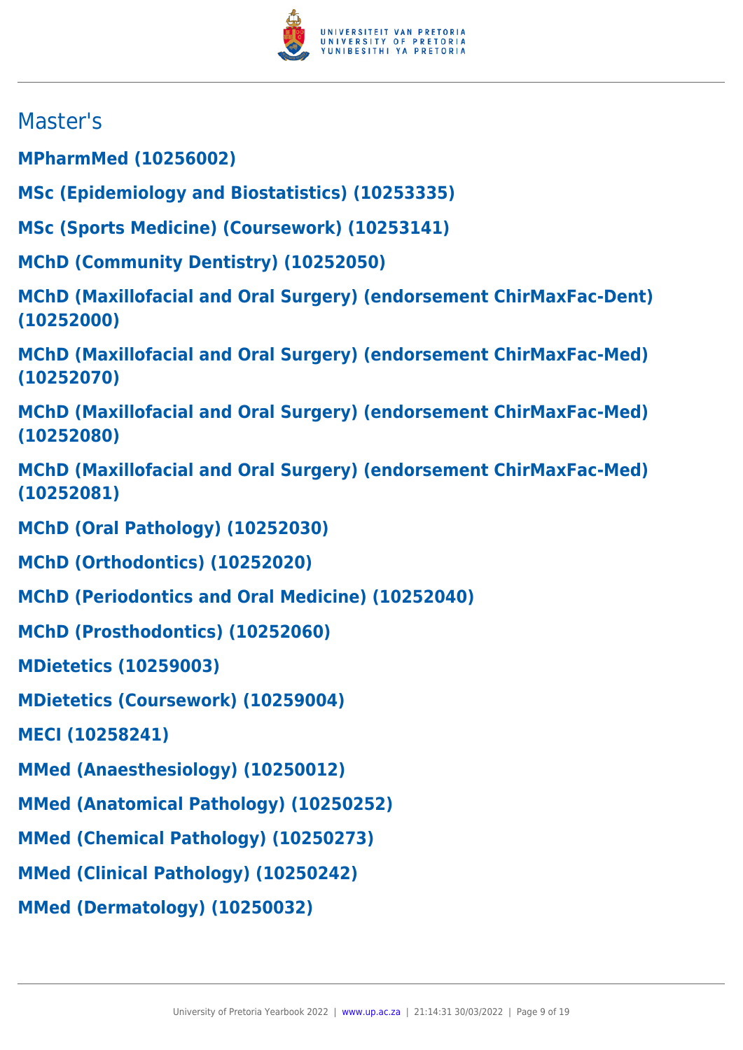## Master's

**MPharmMed (10256002)**

**MSc (Epidemiology and Biostatistics) (10253335)**

**MSc (Sports Medicine) (Coursework) (10253141)**

**MChD (Community Dentistry) (10252050)**

**MChD (Maxillofacial and Oral Surgery) (endorsement ChirMaxFac-Dent) (10252000)**

**MChD (Maxillofacial and Oral Surgery) (endorsement ChirMaxFac-Med) (10252070)**

**MChD (Maxillofacial and Oral Surgery) (endorsement ChirMaxFac-Med) (10252080)**

**MChD (Maxillofacial and Oral Surgery) (endorsement ChirMaxFac-Med) (10252081)**

**MChD (Oral Pathology) (10252030)**

**MChD (Orthodontics) (10252020)**

**MChD (Periodontics and Oral Medicine) (10252040)**

**MChD (Prosthodontics) (10252060)**

**MDietetics (10259003)**

**MDietetics (Coursework) (10259004)**

**MECI (10258241)**

**MMed (Anaesthesiology) (10250012)**

**MMed (Anatomical Pathology) (10250252)**

**MMed (Chemical Pathology) (10250273)**

**MMed (Clinical Pathology) (10250242)**

**MMed (Dermatology) (10250032)**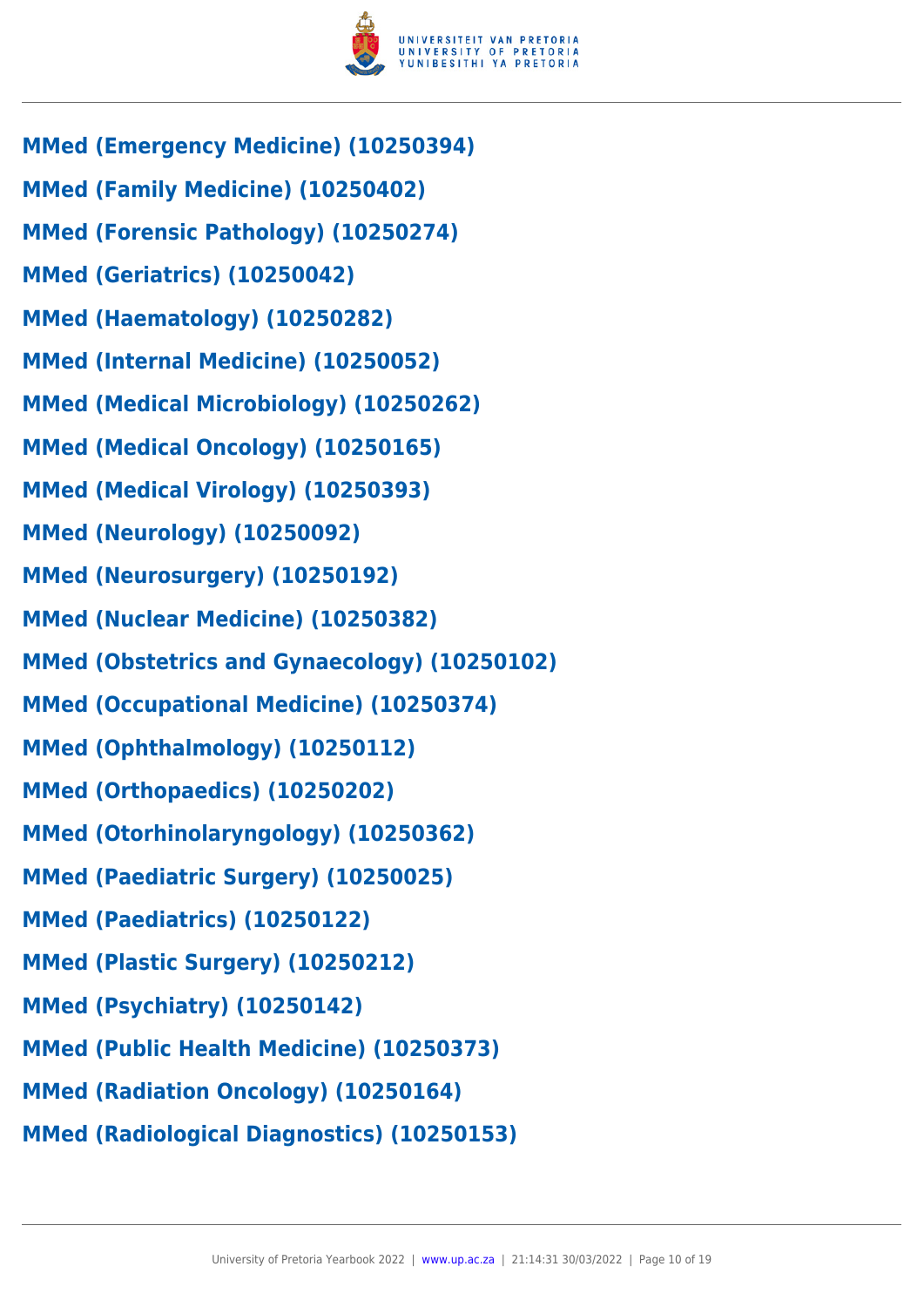**MMed (Emergency Medicine) (10250394)**

**MMed (Family Medicine) (10250402)**

**MMed (Forensic Pathology) (10250274)**

**MMed (Geriatrics) (10250042)**

**MMed (Haematology) (10250282)**

**MMed (Internal Medicine) (10250052)**

**MMed (Medical Microbiology) (10250262)**

**MMed (Medical Oncology) (10250165)**

**MMed (Medical Virology) (10250393)**

**MMed (Neurology) (10250092)**

**MMed (Neurosurgery) (10250192)**

**MMed (Nuclear Medicine) (10250382)**

**MMed (Obstetrics and Gynaecology) (10250102)**

**MMed (Occupational Medicine) (10250374)**

**MMed (Ophthalmology) (10250112)**

**MMed (Orthopaedics) (10250202)**

**MMed (Otorhinolaryngology) (10250362)**

**MMed (Paediatric Surgery) (10250025)**

**MMed (Paediatrics) (10250122)**

**MMed (Plastic Surgery) (10250212)**

**MMed (Psychiatry) (10250142)**

**MMed (Public Health Medicine) (10250373)**

**MMed (Radiation Oncology) (10250164)**

**MMed (Radiological Diagnostics) (10250153)**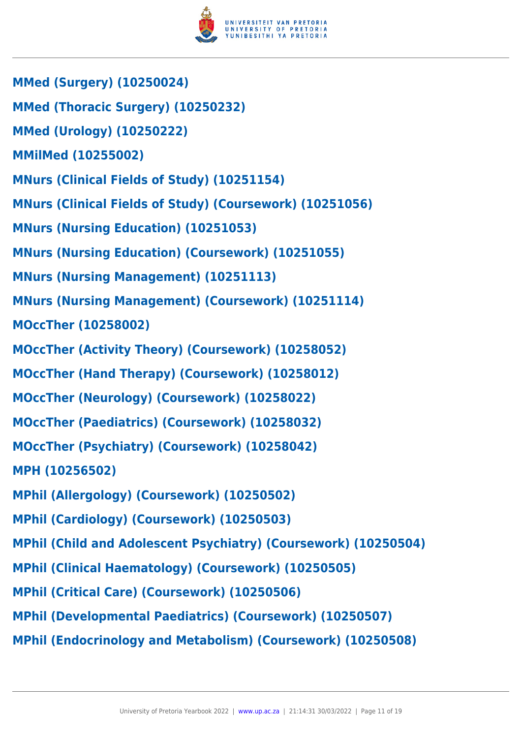**MMed (Surgery) (10250024)**

**MMed (Thoracic Surgery) (10250232)**

**MMed (Urology) (10250222)**

**MMilMed (10255002)**

**MNurs (Clinical Fields of Study) (10251154)**

**MNurs (Clinical Fields of Study) (Coursework) (10251056)**

**MNurs (Nursing Education) (10251053)**

**MNurs (Nursing Education) (Coursework) (10251055)**

**MNurs (Nursing Management) (10251113)**

**MNurs (Nursing Management) (Coursework) (10251114)**

**MOccTher (10258002)**

**MOccTher (Activity Theory) (Coursework) (10258052)**

**MOccTher (Hand Therapy) (Coursework) (10258012)**

**MOccTher (Neurology) (Coursework) (10258022)**

**MOccTher (Paediatrics) (Coursework) (10258032)**

**MOccTher (Psychiatry) (Coursework) (10258042)**

**MPH (10256502)**

**MPhil (Allergology) (Coursework) (10250502)**

**MPhil (Cardiology) (Coursework) (10250503)**

**MPhil (Child and Adolescent Psychiatry) (Coursework) (10250504)**

**MPhil (Clinical Haematology) (Coursework) (10250505)**

**MPhil (Critical Care) (Coursework) (10250506)**

**MPhil (Developmental Paediatrics) (Coursework) (10250507)**

**MPhil (Endocrinology and Metabolism) (Coursework) (10250508)**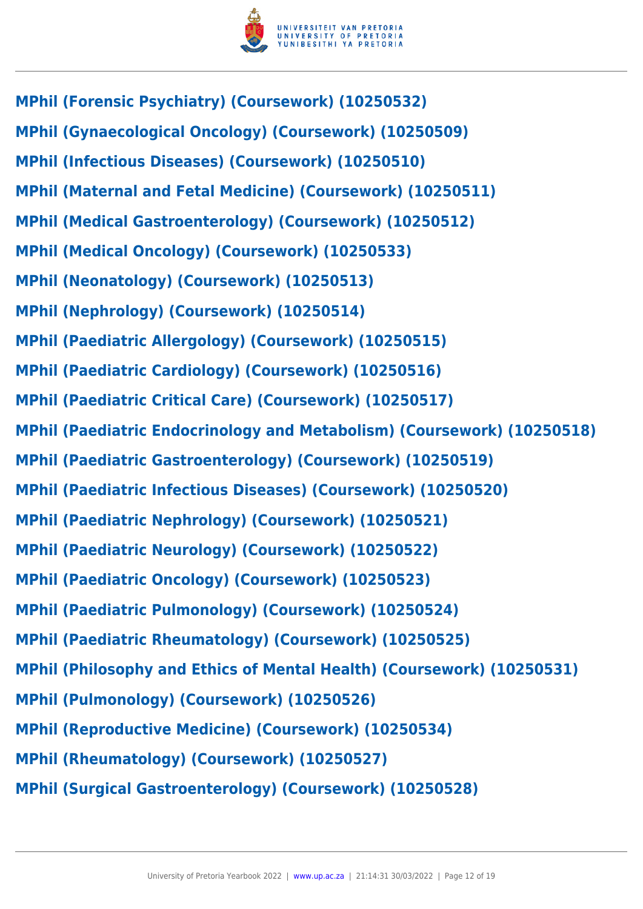**MPhil (Forensic Psychiatry) (Coursework) (10250532)**

**MPhil (Gynaecological Oncology) (Coursework) (10250509)**

**MPhil (Infectious Diseases) (Coursework) (10250510)**

**MPhil (Maternal and Fetal Medicine) (Coursework) (10250511)**

**MPhil (Medical Gastroenterology) (Coursework) (10250512)**

**MPhil (Medical Oncology) (Coursework) (10250533)**

**MPhil (Neonatology) (Coursework) (10250513)**

**MPhil (Nephrology) (Coursework) (10250514)**

**MPhil (Paediatric Allergology) (Coursework) (10250515)**

**MPhil (Paediatric Cardiology) (Coursework) (10250516)**

**MPhil (Paediatric Critical Care) (Coursework) (10250517)**

**MPhil (Paediatric Endocrinology and Metabolism) (Coursework) (10250518)**

**MPhil (Paediatric Gastroenterology) (Coursework) (10250519)**

**MPhil (Paediatric Infectious Diseases) (Coursework) (10250520)**

**MPhil (Paediatric Nephrology) (Coursework) (10250521)**

**MPhil (Paediatric Neurology) (Coursework) (10250522)**

**MPhil (Paediatric Oncology) (Coursework) (10250523)**

**MPhil (Paediatric Pulmonology) (Coursework) (10250524)**

**MPhil (Paediatric Rheumatology) (Coursework) (10250525)**

**MPhil (Philosophy and Ethics of Mental Health) (Coursework) (10250531)**

**MPhil (Pulmonology) (Coursework) (10250526)**

**MPhil (Reproductive Medicine) (Coursework) (10250534)**

**MPhil (Rheumatology) (Coursework) (10250527)**

**MPhil (Surgical Gastroenterology) (Coursework) (10250528)**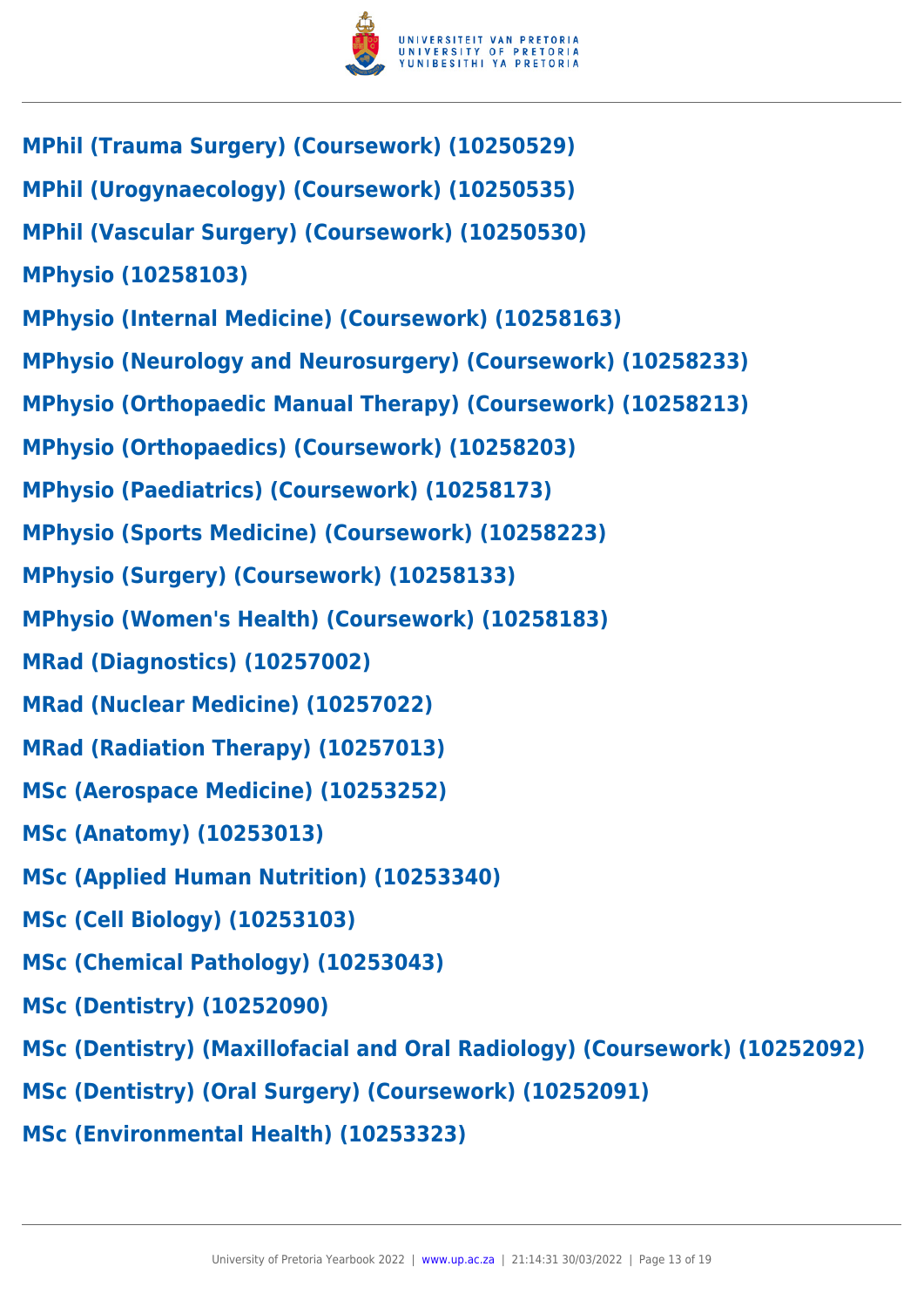**MPhil (Trauma Surgery) (Coursework) (10250529)**

**MPhil (Urogynaecology) (Coursework) (10250535)**

**MPhil (Vascular Surgery) (Coursework) (10250530)**

**MPhysio (10258103)**

**MPhysio (Internal Medicine) (Coursework) (10258163)**

**MPhysio (Neurology and Neurosurgery) (Coursework) (10258233)**

**MPhysio (Orthopaedic Manual Therapy) (Coursework) (10258213)**

**MPhysio (Orthopaedics) (Coursework) (10258203)**

**MPhysio (Paediatrics) (Coursework) (10258173)**

**MPhysio (Sports Medicine) (Coursework) (10258223)**

**MPhysio (Surgery) (Coursework) (10258133)**

**MPhysio (Women's Health) (Coursework) (10258183)**

**MRad (Diagnostics) (10257002)**

**MRad (Nuclear Medicine) (10257022)**

**MRad (Radiation Therapy) (10257013)**

**MSc (Aerospace Medicine) (10253252)**

**MSc (Anatomy) (10253013)**

**MSc (Applied Human Nutrition) (10253340)**

**MSc (Cell Biology) (10253103)**

**MSc (Chemical Pathology) (10253043)**

**MSc (Dentistry) (10252090)**

**MSc (Dentistry) (Maxillofacial and Oral Radiology) (Coursework) (10252092)**

**MSc (Dentistry) (Oral Surgery) (Coursework) (10252091)**

**MSc (Environmental Health) (10253323)**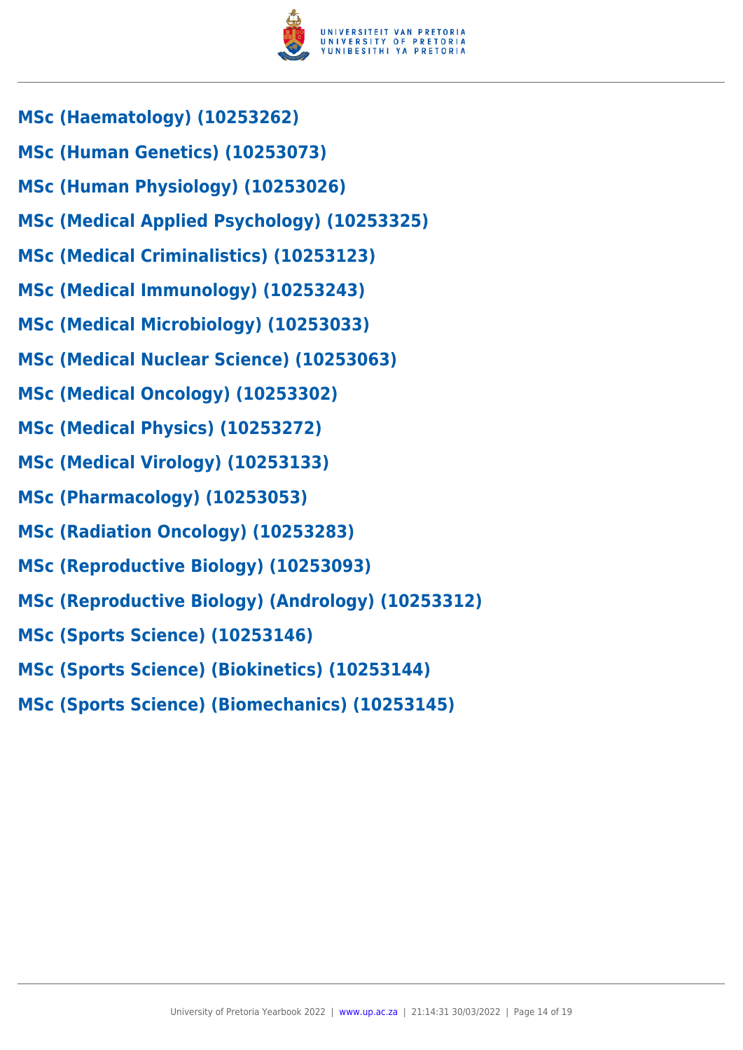**MSc (Haematology) (10253262)**

**MSc (Human Genetics) (10253073)**

**MSc (Human Physiology) (10253026)**

**MSc (Medical Applied Psychology) (10253325)**

**MSc (Medical Criminalistics) (10253123)**

**MSc (Medical Immunology) (10253243)**

**MSc (Medical Microbiology) (10253033)**

**MSc (Medical Nuclear Science) (10253063)**

**MSc (Medical Oncology) (10253302)**

**MSc (Medical Physics) (10253272)**

**MSc (Medical Virology) (10253133)**

**MSc (Pharmacology) (10253053)**

**MSc (Radiation Oncology) (10253283)**

**MSc (Reproductive Biology) (10253093)**

**MSc (Reproductive Biology) (Andrology) (10253312)**

**MSc (Sports Science) (10253146)**

**MSc (Sports Science) (Biokinetics) (10253144)**

**MSc (Sports Science) (Biomechanics) (10253145)**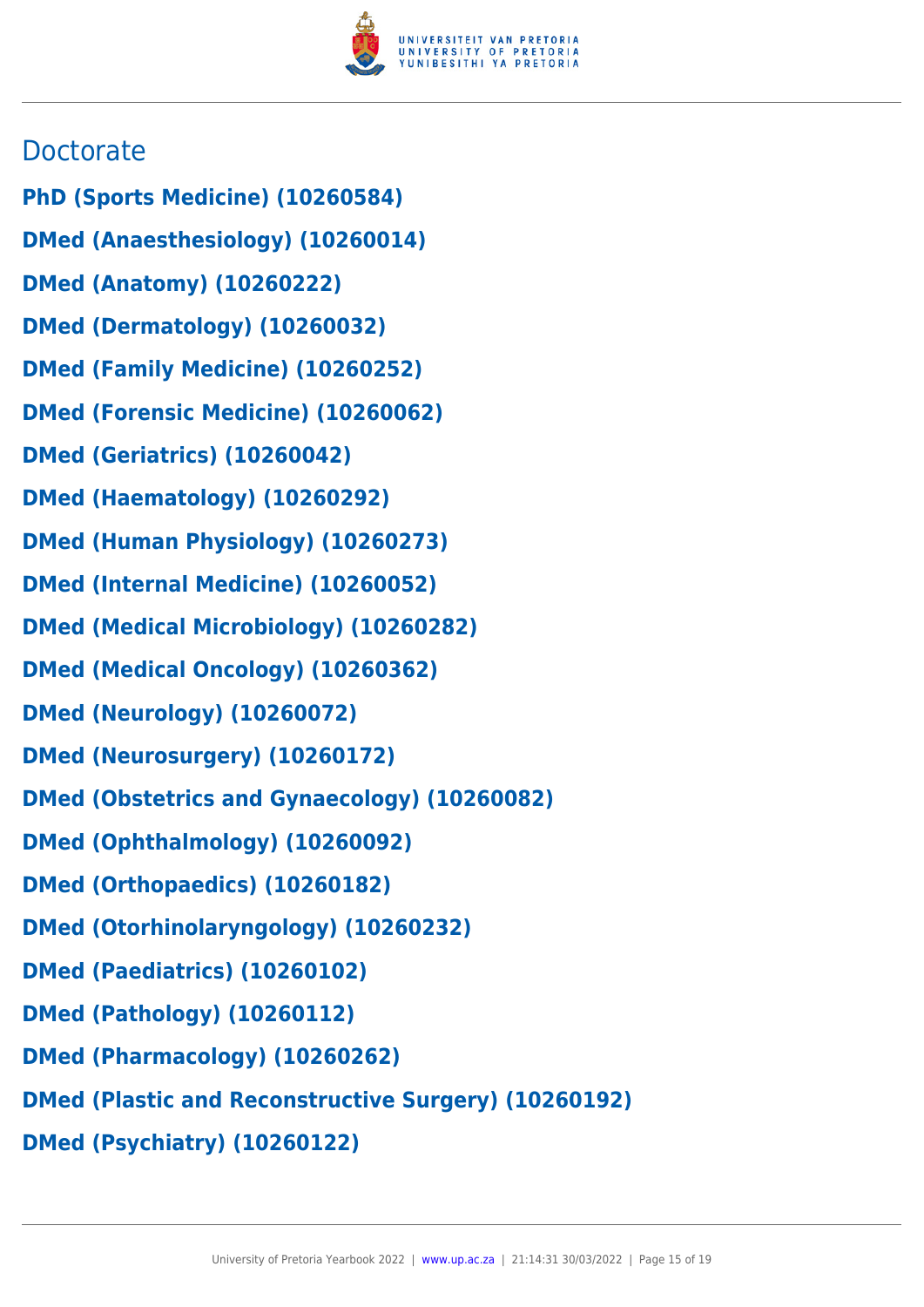## Doctorate

**PhD (Sports Medicine) (10260584)**

**DMed (Anaesthesiology) (10260014)**

**DMed (Anatomy) (10260222)**

**DMed (Dermatology) (10260032)**

**DMed (Family Medicine) (10260252)**

**DMed (Forensic Medicine) (10260062)**

**DMed (Geriatrics) (10260042)**

**DMed (Haematology) (10260292)**

**DMed (Human Physiology) (10260273)**

**DMed (Internal Medicine) (10260052)**

**DMed (Medical Microbiology) (10260282)**

**DMed (Medical Oncology) (10260362)**

**DMed (Neurology) (10260072)**

**DMed (Neurosurgery) (10260172)**

**DMed (Obstetrics and Gynaecology) (10260082)**

**DMed (Ophthalmology) (10260092)**

**DMed (Orthopaedics) (10260182)**

**DMed (Otorhinolaryngology) (10260232)**

**DMed (Paediatrics) (10260102)**

**DMed (Pathology) (10260112)**

**DMed (Pharmacology) (10260262)**

**DMed (Plastic and Reconstructive Surgery) (10260192)**

**DMed (Psychiatry) (10260122)**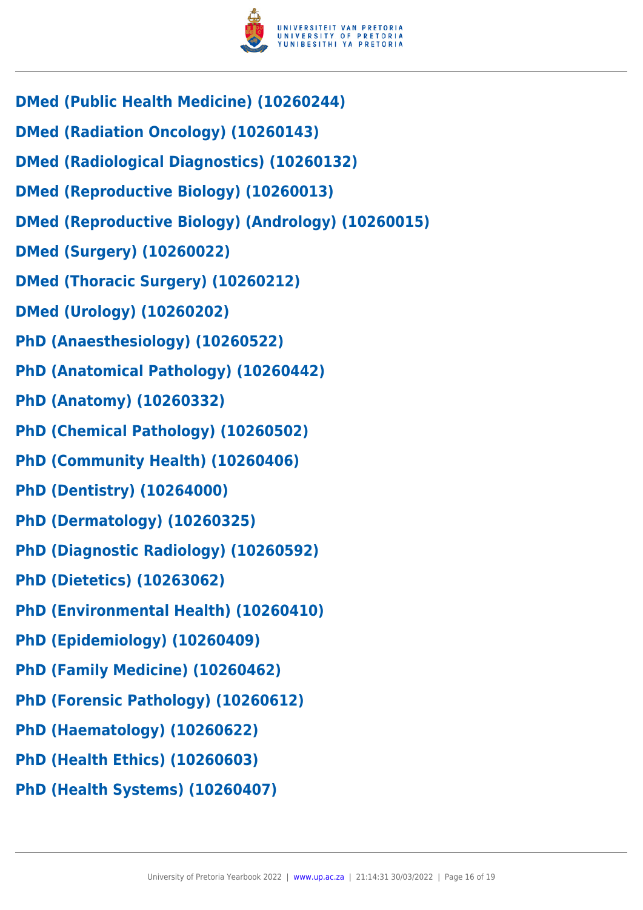**DMed (Public Health Medicine) (10260244)**

**DMed (Radiation Oncology) (10260143)**

**DMed (Radiological Diagnostics) (10260132)**

**DMed (Reproductive Biology) (10260013)**

**DMed (Reproductive Biology) (Andrology) (10260015)**

**DMed (Surgery) (10260022)**

**DMed (Thoracic Surgery) (10260212)**

**DMed (Urology) (10260202)**

**PhD (Anaesthesiology) (10260522)**

**PhD (Anatomical Pathology) (10260442)**

**PhD (Anatomy) (10260332)**

**PhD (Chemical Pathology) (10260502)**

**PhD (Community Health) (10260406)**

**PhD (Dentistry) (10264000)**

**PhD (Dermatology) (10260325)**

**PhD (Diagnostic Radiology) (10260592)**

**PhD (Dietetics) (10263062)**

**PhD (Environmental Health) (10260410)**

**PhD (Epidemiology) (10260409)**

**PhD (Family Medicine) (10260462)**

**PhD (Forensic Pathology) (10260612)**

**PhD (Haematology) (10260622)**

**PhD (Health Ethics) (10260603)**

**PhD (Health Systems) (10260407)**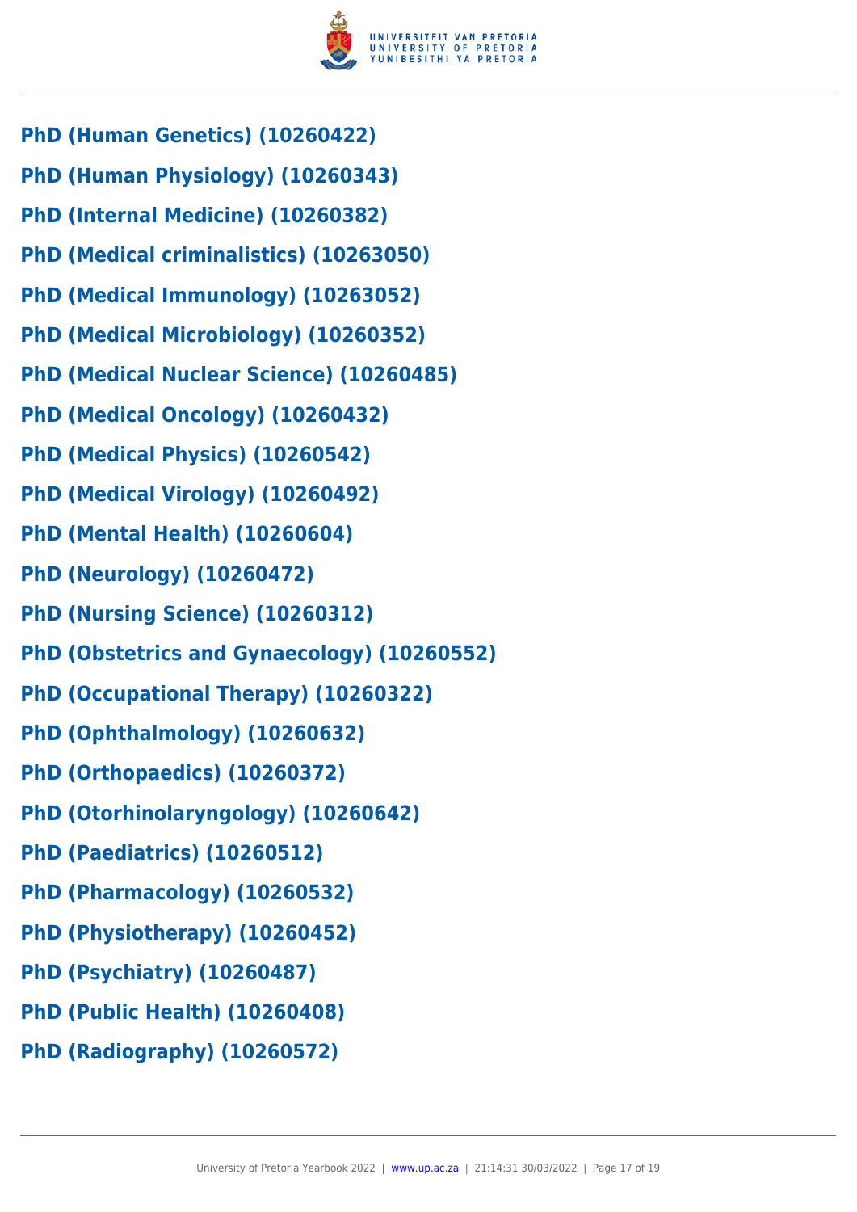**PhD (Human Genetics) (10260422)**

**PhD (Human Physiology) (10260343)**

**PhD (Internal Medicine) (10260382)**

**PhD (Medical criminalistics) (10263050)**

**PhD (Medical Immunology) (10263052)**

**PhD (Medical Microbiology) (10260352)**

**PhD (Medical Nuclear Science) (10260485)**

**PhD (Medical Oncology) (10260432)**

**PhD (Medical Physics) (10260542)**

**PhD (Medical Virology) (10260492)**

**PhD (Mental Health) (10260604)**

**PhD (Neurology) (10260472)**

**PhD (Nursing Science) (10260312)**

**PhD (Obstetrics and Gynaecology) (10260552)**

**PhD (Occupational Therapy) (10260322)**

**PhD (Ophthalmology) (10260632)**

**PhD (Orthopaedics) (10260372)**

**PhD (Otorhinolaryngology) (10260642)**

**PhD (Paediatrics) (10260512)**

**PhD (Pharmacology) (10260532)**

**PhD (Physiotherapy) (10260452)**

**PhD (Psychiatry) (10260487)**

**PhD (Public Health) (10260408)**

**PhD (Radiography) (10260572)**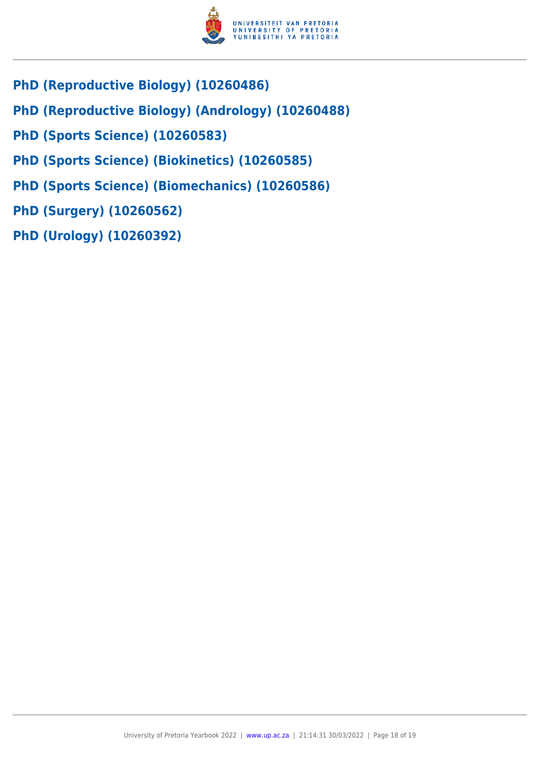**PhD (Reproductive Biology) (10260486)**

**PhD (Reproductive Biology) (Andrology) (10260488)**

**PhD (Sports Science) (10260583)**

**PhD (Sports Science) (Biokinetics) (10260585)**

**PhD (Sports Science) (Biomechanics) (10260586)**

**PhD (Surgery) (10260562)**

**PhD (Urology) (10260392)**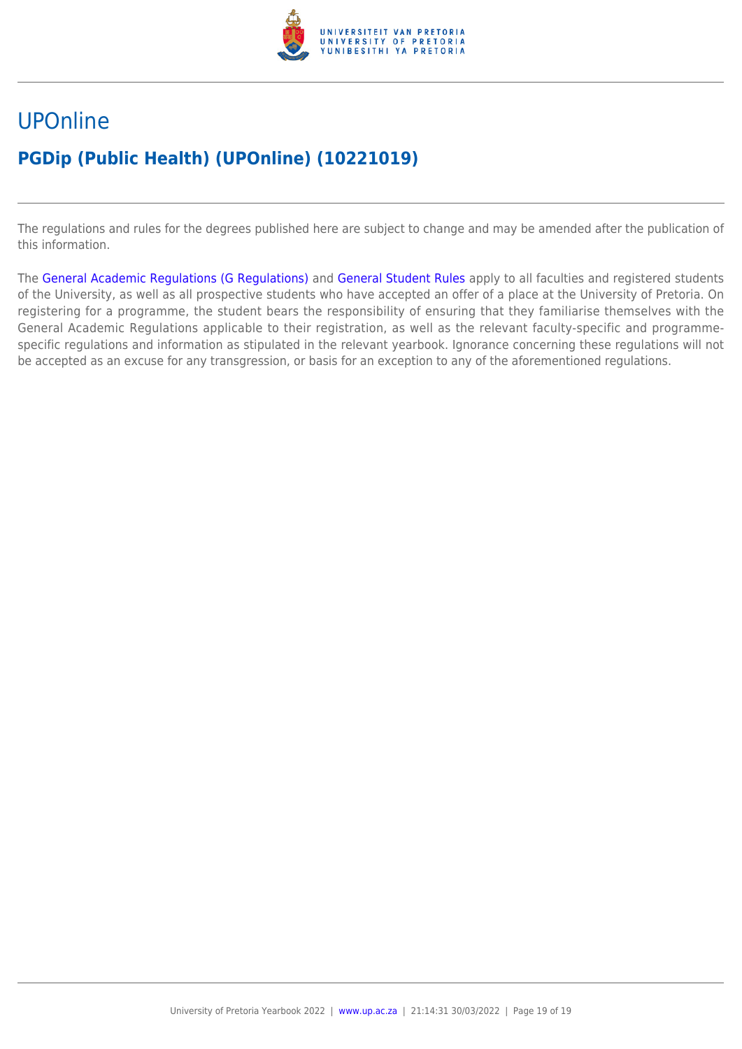# UPOnline

## PGDip (Public Health) (UPOnline) (10221019)

The regulations and rules for the degrees published here are subject to change and may be amended after the publication of this information.

The General Academic Regulations (G Regulations) and General Student Rules apply to all faculties and registered students of the University, as well as all prospective students who have accepted an offer of a place at the University of Pretoria. On registering for a programme, the student bears the responsibility of ensuring that they familiarise themselves with the General Academic Regulations applicable to their registration, as well as the relevant faculty-specific and programme-specific regulations and information as stipulated in the relevant yearbook. Ignorance concerning these regulations will not be accepted as an excuse for any transgression, or basis for an exception to any of the aforementioned regulations.